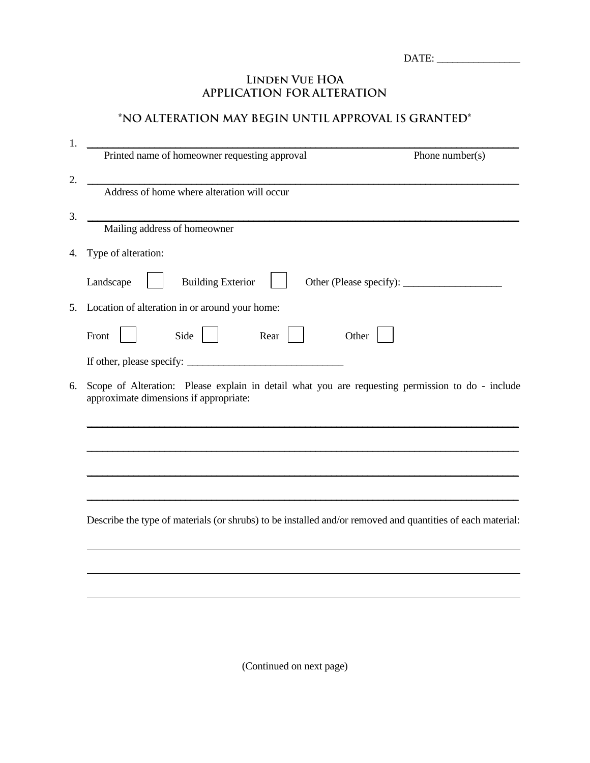DATE: _______________

# Linden Vue HOA
## APPLICATION FOR ALTERATION

### *NO ALTERATION MAY BEGIN UNTIL APPROVAL IS GRANTED*

1. ______________________________________________________________________________
   Printed name of homeowner requesting approval                    Phone number(s)

2. ______________________________________________________________________________
   Address of home where alteration will occur

3. ______________________________________________________________________________
   Mailing address of homeowner

4. Type of alteration:

   Landscape ☐    Building Exterior ☐    Other (Please specify): ___________________

5. Location of alteration in or around your home:

   Front ☐    Side ☐    Rear ☐    Other ☐

   If other, please specify: ______________________________

6. Scope of Alteration: Please explain in detail what you are requesting permission to do - include approximate dimensions if appropriate:

   ______________________________________________________________________________

   ______________________________________________________________________________

   ______________________________________________________________________________

   ______________________________________________________________________________

   Describe the type of materials (or shrubs) to be installed and/or removed and quantities of each material:

   ______________________________________________________________________________

   ______________________________________________________________________________

   ______________________________________________________________________________

(Continued on next page)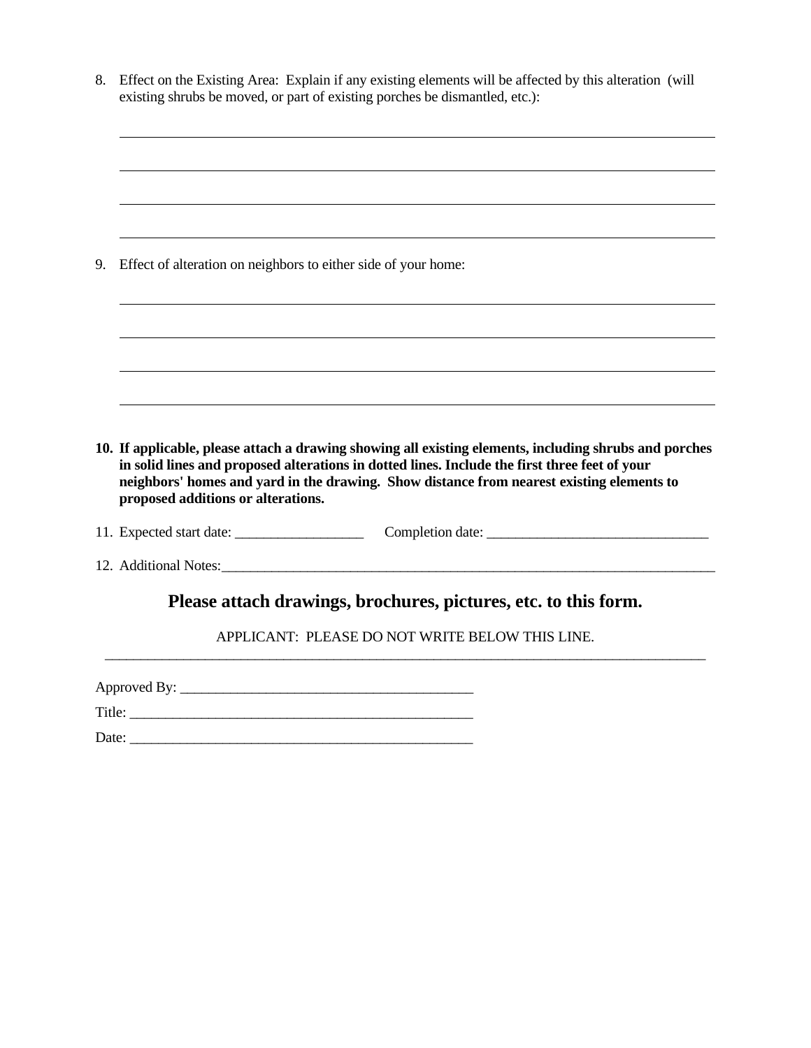8. Effect on the Existing Area: Explain if any existing elements will be affected by this alteration (will existing shrubs be moved, or part of existing porches be dismantled, etc.):

______________________________________________________________________________

______________________________________________________________________________

______________________________________________________________________________

______________________________________________________________________________

9. Effect of alteration on neighbors to either side of your home:

______________________________________________________________________________

______________________________________________________________________________

______________________________________________________________________________

______________________________________________________________________________

**10. If applicable, please attach a drawing showing all existing elements, including shrubs and porches in solid lines and proposed alterations in dotted lines. Include the first three feet of your neighbors' homes and yard in the drawing. Show distance from nearest existing elements to proposed additions or alterations.**

11. Expected start date: __________________ Completion date: _______________________________

12. Additional Notes:_________________________________________________________________________

## Please attach drawings, brochures, pictures, etc. to this form.

APPLICANT: PLEASE DO NOT WRITE BELOW THIS LINE.

______________________________________________________________________________

Approved By: __________________________________________

Title: ________________________________________________

Date: ________________________________________________